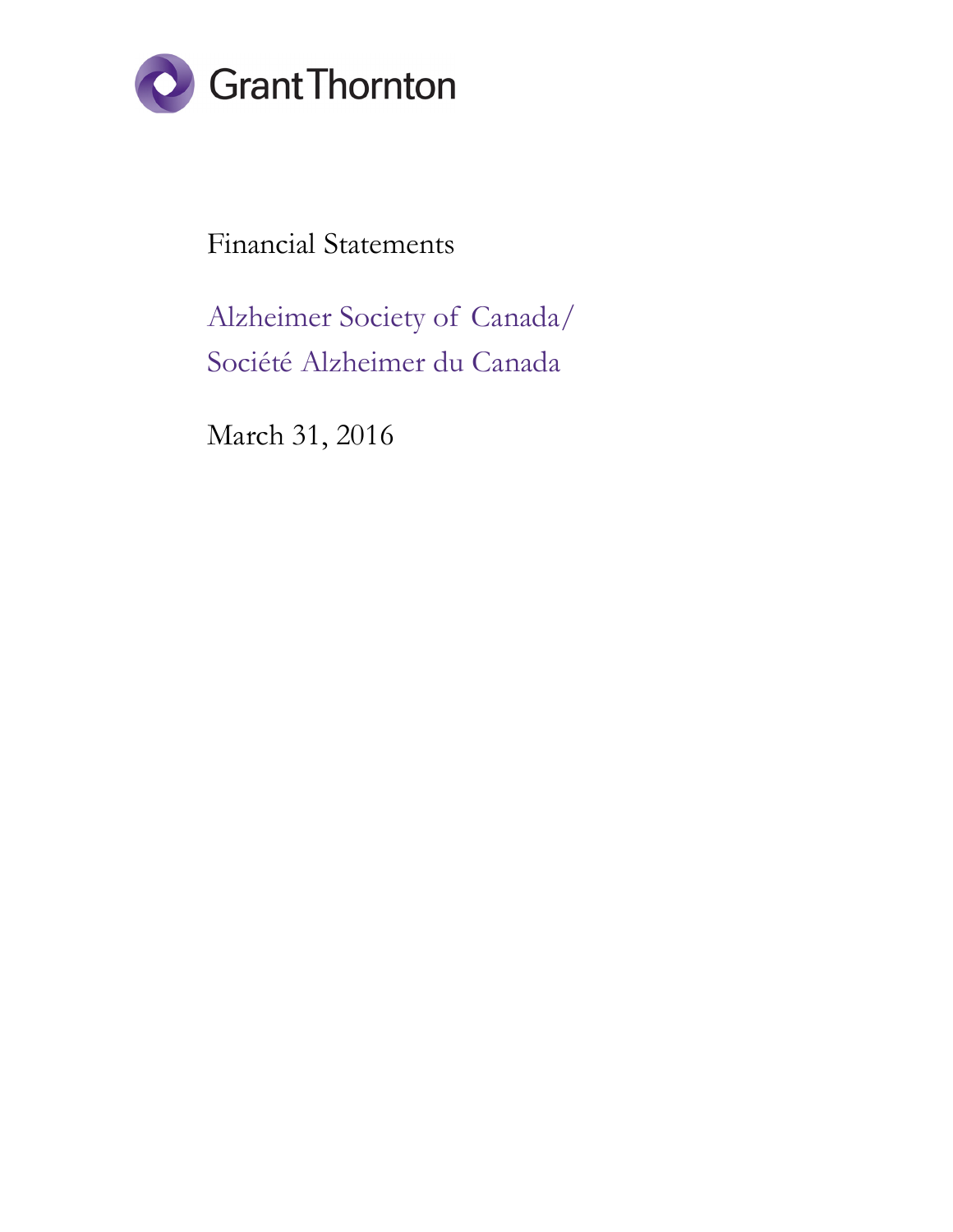Grant Thornton

# Financial Statements

## Alzheimer Society of Canada/ Société Alzheimer du Canada

March 31, 2016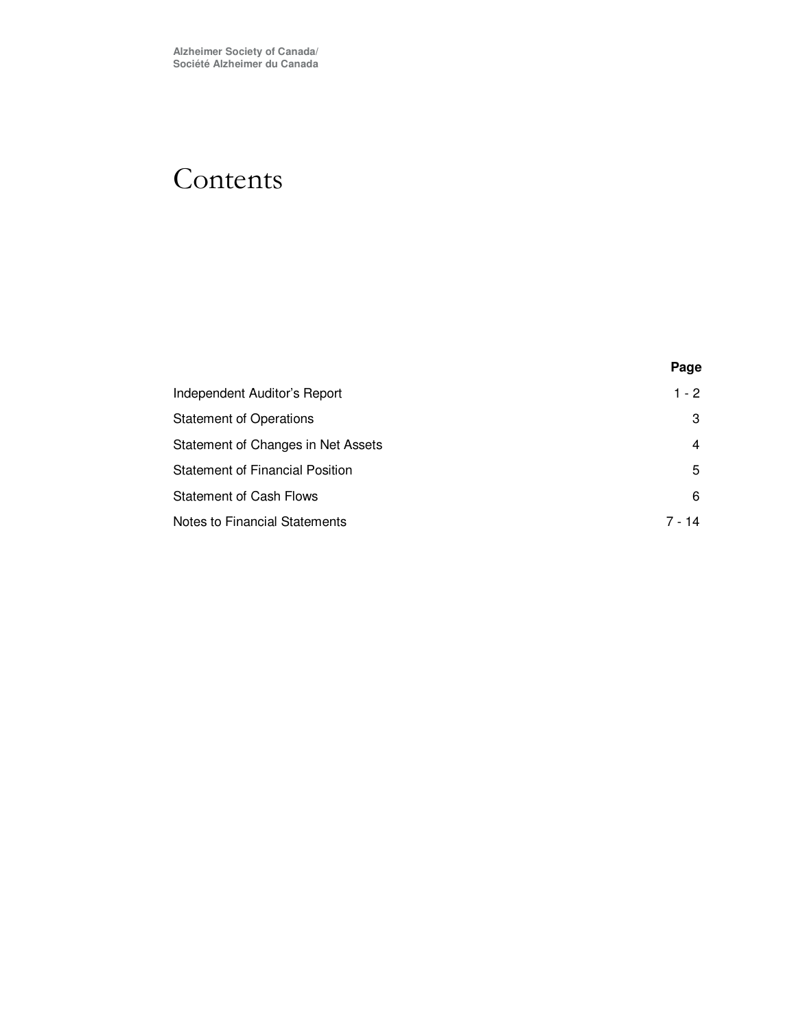Alzheimer Society of Canada/
Société Alzheimer du Canada

# Contents

| | Page |
|---|---|
| Independent Auditor’s Report | 1 - 2 |
| Statement of Operations | 3 |
| Statement of Changes in Net Assets | 4 |
| Statement of Financial Position | 5 |
| Statement of Cash Flows | 6 |
| Notes to Financial Statements | 7 - 14 |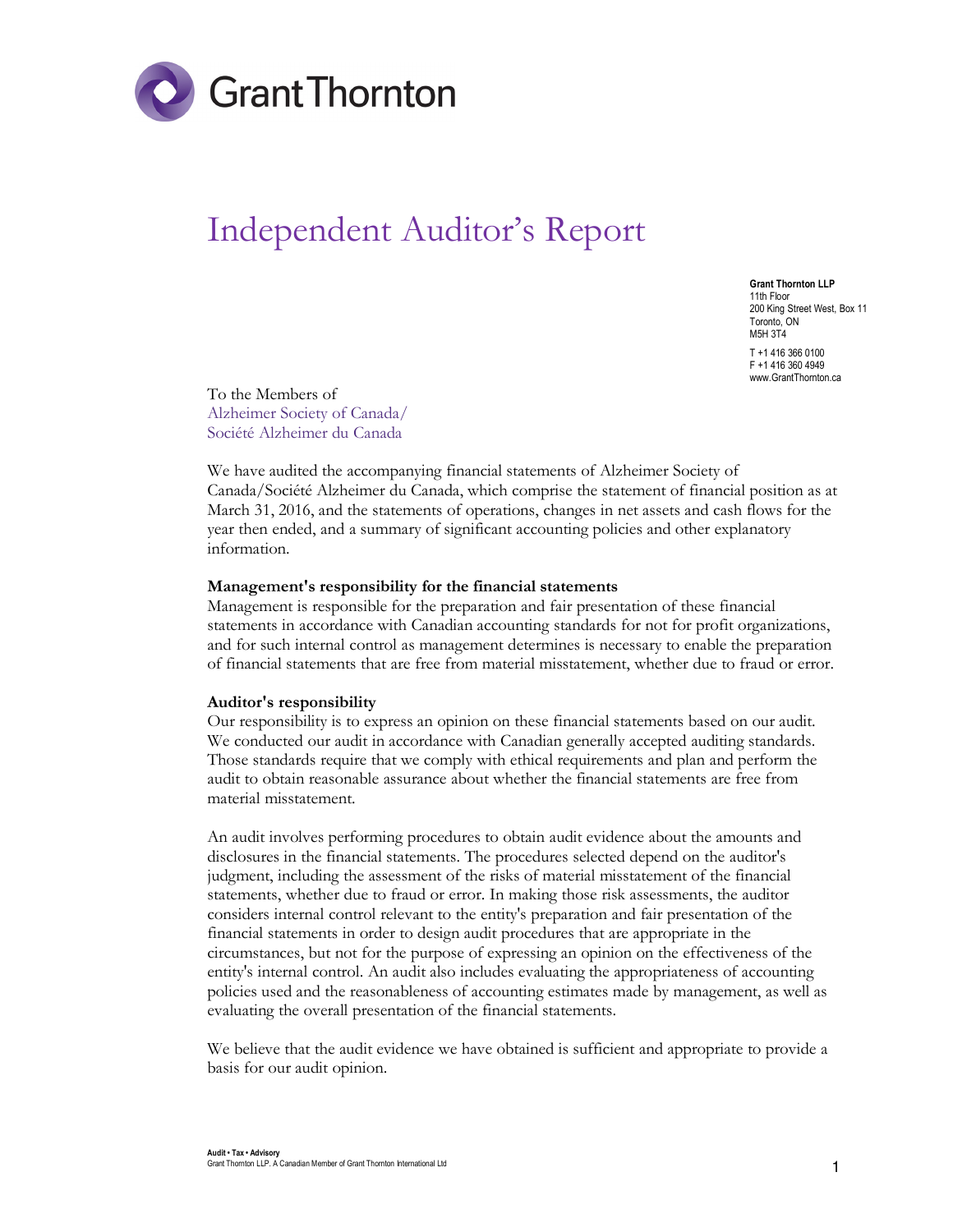Grant Thornton

# Independent Auditor's Report

**Grant Thornton LLP**
11th Floor
200 King Street West, Box 11
Toronto, ON
M5H 3T4

T +1 416 366 0100
F +1 416 360 4949
www.GrantThornton.ca

To the Members of
Alzheimer Society of Canada/
Société Alzheimer du Canada

We have audited the accompanying financial statements of Alzheimer Society of Canada/Société Alzheimer du Canada, which comprise the statement of financial position as at March 31, 2016, and the statements of operations, changes in net assets and cash flows for the year then ended, and a summary of significant accounting policies and other explanatory information.

**Management's responsibility for the financial statements**

Management is responsible for the preparation and fair presentation of these financial statements in accordance with Canadian accounting standards for not for profit organizations, and for such internal control as management determines is necessary to enable the preparation of financial statements that are free from material misstatement, whether due to fraud or error.

**Auditor's responsibility**

Our responsibility is to express an opinion on these financial statements based on our audit. We conducted our audit in accordance with Canadian generally accepted auditing standards. Those standards require that we comply with ethical requirements and plan and perform the audit to obtain reasonable assurance about whether the financial statements are free from material misstatement.

An audit involves performing procedures to obtain audit evidence about the amounts and disclosures in the financial statements. The procedures selected depend on the auditor's judgment, including the assessment of the risks of material misstatement of the financial statements, whether due to fraud or error. In making those risk assessments, the auditor considers internal control relevant to the entity's preparation and fair presentation of the financial statements in order to design audit procedures that are appropriate in the circumstances, but not for the purpose of expressing an opinion on the effectiveness of the entity's internal control. An audit also includes evaluating the appropriateness of accounting policies used and the reasonableness of accounting estimates made by management, as well as evaluating the overall presentation of the financial statements.

We believe that the audit evidence we have obtained is sufficient and appropriate to provide a basis for our audit opinion.

**Audit • Tax • Advisory**
Grant Thornton LLP. A Canadian Member of Grant Thornton International Ltd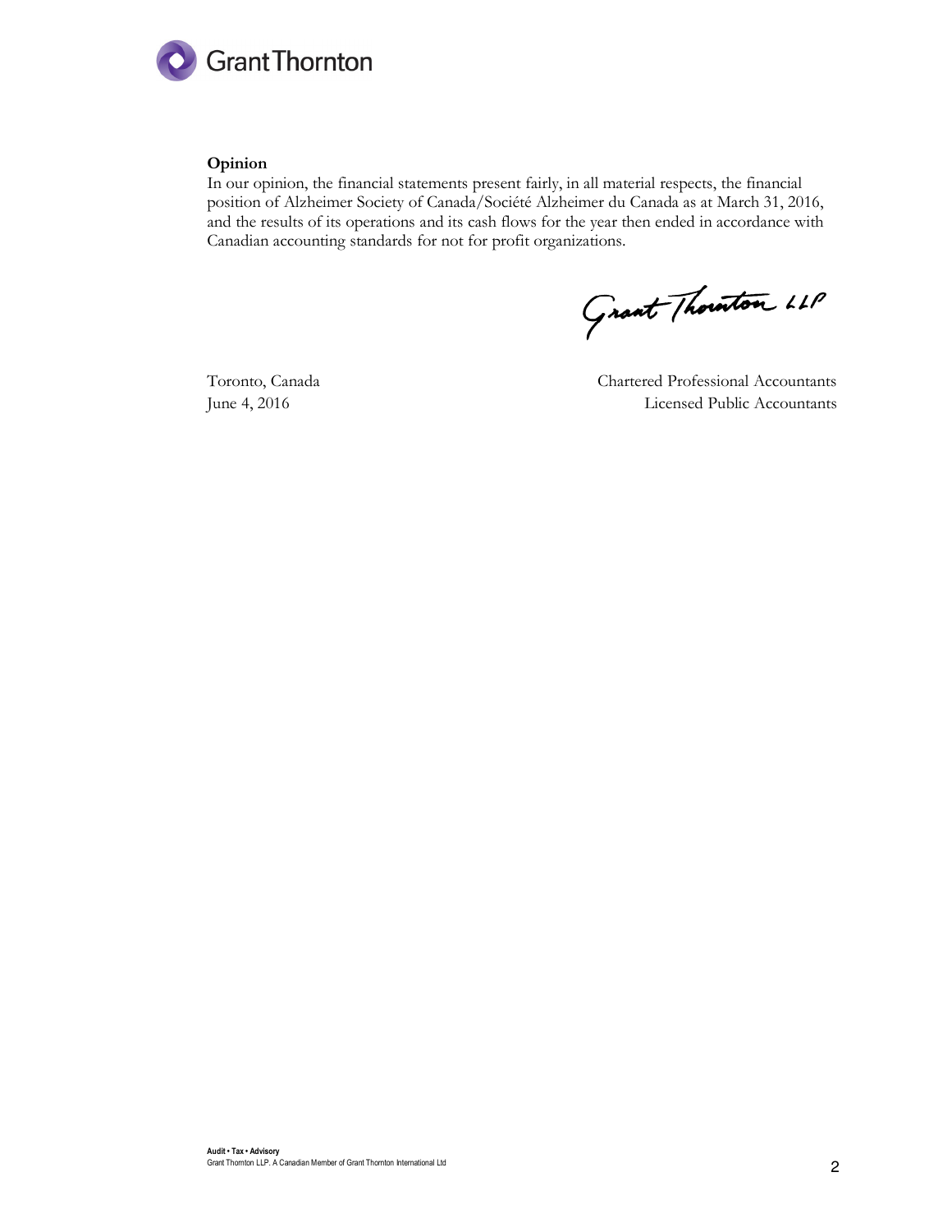**Opinion**

In our opinion, the financial statements present fairly, in all material respects, the financial position of Alzheimer Society of Canada/Société Alzheimer du Canada as at March 31, 2016, and the results of its operations and its cash flows for the year then ended in accordance with Canadian accounting standards for not for profit organizations.

Grant Thornton LLP

Toronto, Canada
June 4, 2016

Chartered Professional Accountants
Licensed Public Accountants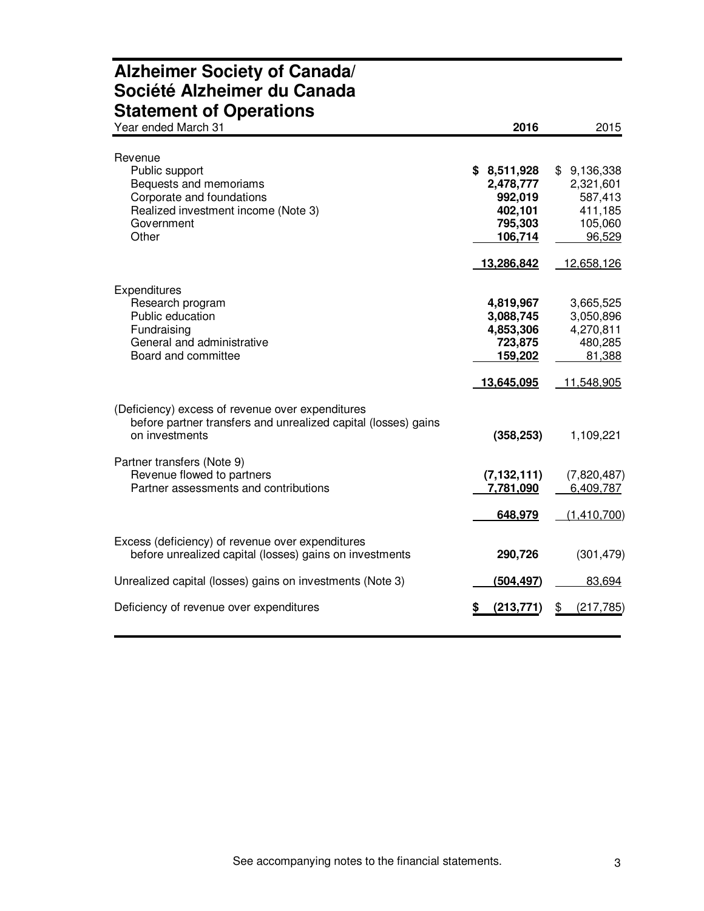# Alzheimer Society of Canada/
# Société Alzheimer du Canada
# Statement of Operations

| Year ended March 31 | **2016** | 2015 |
|---|---|---|
| Revenue | | |
| Public support | **$ 8,511,928** | $ 9,136,338 |
| Bequests and memoriams | **2,478,777** | 2,321,601 |
| Corporate and foundations | **992,019** | 587,413 |
| Realized investment income (Note 3) | **402,101** | 411,185 |
| Government | **795,303** | 105,060 |
| Other | **106,714** | 96,529 |
| | **13,286,842** | 12,658,126 |
| Expenditures | | |
| Research program | **4,819,967** | 3,665,525 |
| Public education | **3,088,745** | 3,050,896 |
| Fundraising | **4,853,306** | 4,270,811 |
| General and administrative | **723,875** | 480,285 |
| Board and committee | **159,202** | 81,388 |
| | **13,645,095** | 11,548,905 |
| (Deficiency) excess of revenue over expenditures before partner transfers and unrealized capital (losses) gains on investments | **(358,253)** | 1,109,221 |
| Partner transfers (Note 9) | | |
| Revenue flowed to partners | **(7,132,111)** | (7,820,487) |
| Partner assessments and contributions | **7,781,090** | 6,409,787 |
| | **648,979** | (1,410,700) |
| Excess (deficiency) of revenue over expenditures before unrealized capital (losses) gains on investments | **290,726** | (301,479) |
| Unrealized capital (losses) gains on investments (Note 3) | **(504,497)** | 83,694 |
| Deficiency of revenue over expenditures | **$ (213,771)** | $ (217,785) |

See accompanying notes to the financial statements.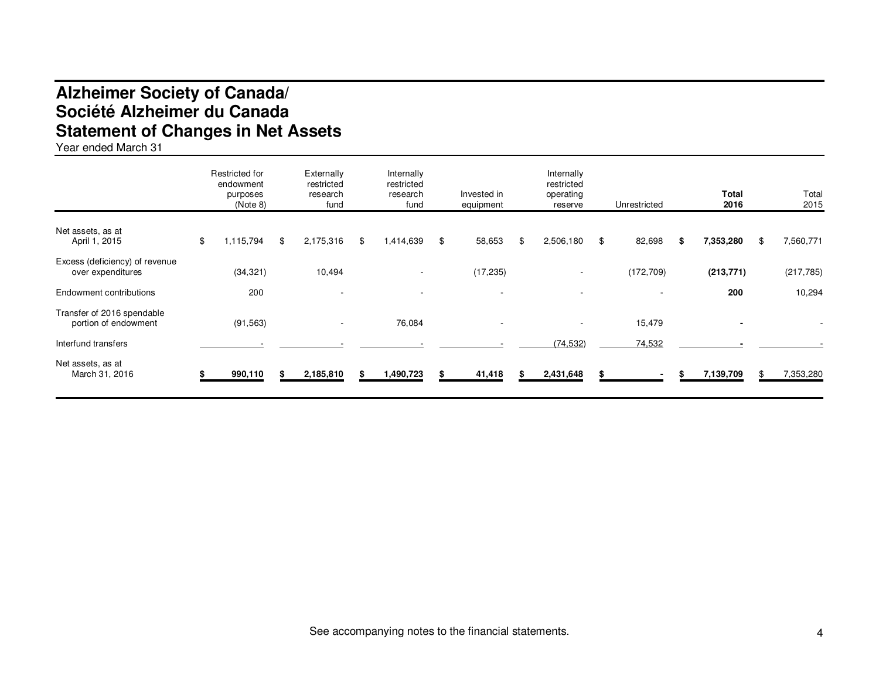# Alzheimer Society of Canada/
# Société Alzheimer du Canada
# Statement of Changes in Net Assets

Year ended March 31

| | Restricted for endowment purposes (Note 8) | Externally restricted research fund | Internally restricted research fund | Invested in equipment | Internally restricted operating reserve | Unrestricted | **Total 2016** | Total 2015 |
|---|---|---|---|---|---|---|---|---|
| Net assets, as at April 1, 2015 | $ 1,115,794 | $ 2,175,316 | $ 1,414,639 | $ 58,653 | $ 2,506,180 | $ 82,698 | **$ 7,353,280** | $ 7,560,771 |
| Excess (deficiency) of revenue over expenditures | (34,321) | 10,494 | - | (17,235) | - | (172,709) | **(213,771)** | (217,785) |
| Endowment contributions | 200 | - | - | - | - | - | **200** | 10,294 |
| Transfer of 2016 spendable portion of endowment | (91,563) | - | 76,084 | - | - | 15,479 | **-** | - |
| Interfund transfers | - | - | - | - | (74,532) | 74,532 | **-** | - |
| Net assets, as at March 31, 2016 | **$ 990,110** | **$ 2,185,810** | **$ 1,490,723** | **$ 41,418** | **$ 2,431,648** | **$ -** | **$ 7,139,709** | $ 7,353,280 |

See accompanying notes to the financial statements.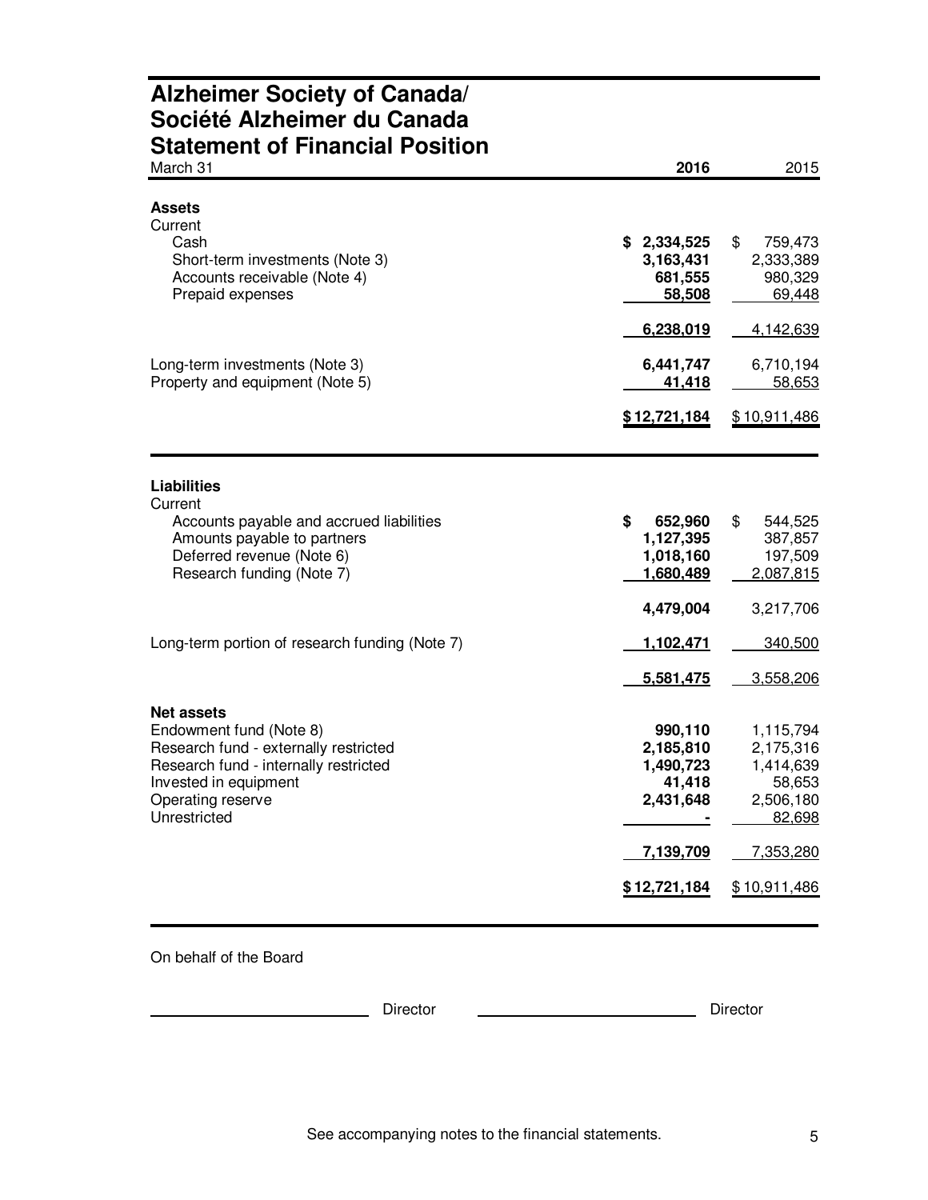# Alzheimer Society of Canada/
# Société Alzheimer du Canada
# Statement of Financial Position

| March 31 | 2016 | 2015 |
|---|---|---|
| **Assets** | | |
| Current | | |
| Cash | **$ 2,334,525** | $ 759,473 |
| Short-term investments (Note 3) | **3,163,431** | 2,333,389 |
| Accounts receivable (Note 4) | **681,555** | 980,329 |
| Prepaid expenses | **58,508** | 69,448 |
| | **6,238,019** | 4,142,639 |
| Long-term investments (Note 3) | **6,441,747** | 6,710,194 |
| Property and equipment (Note 5) | **41,418** | 58,653 |
| | **$ 12,721,184** | $ 10,911,486 |
| **Liabilities** | | |
| Current | | |
| Accounts payable and accrued liabilities | **$ 652,960** | $ 544,525 |
| Amounts payable to partners | **1,127,395** | 387,857 |
| Deferred revenue (Note 6) | **1,018,160** | 197,509 |
| Research funding (Note 7) | **1,680,489** | 2,087,815 |
| | **4,479,004** | 3,217,706 |
| Long-term portion of research funding (Note 7) | **1,102,471** | 340,500 |
| | **5,581,475** | 3,558,206 |
| **Net assets** | | |
| Endowment fund (Note 8) | **990,110** | 1,115,794 |
| Research fund - externally restricted | **2,185,810** | 2,175,316 |
| Research fund - internally restricted | **1,490,723** | 1,414,639 |
| Invested in equipment | **41,418** | 58,653 |
| Operating reserve | **2,431,648** | 2,506,180 |
| Unrestricted | **-** | 82,698 |
| | **7,139,709** | 7,353,280 |
| | **$ 12,721,184** | $ 10,911,486 |

On behalf of the Board

\_\_\_\_\_\_\_\_\_\_\_\_\_\_\_\_\_\_\_\_ Director \_\_\_\_\_\_\_\_\_\_\_\_\_\_\_\_\_\_\_\_ Director

See accompanying notes to the financial statements.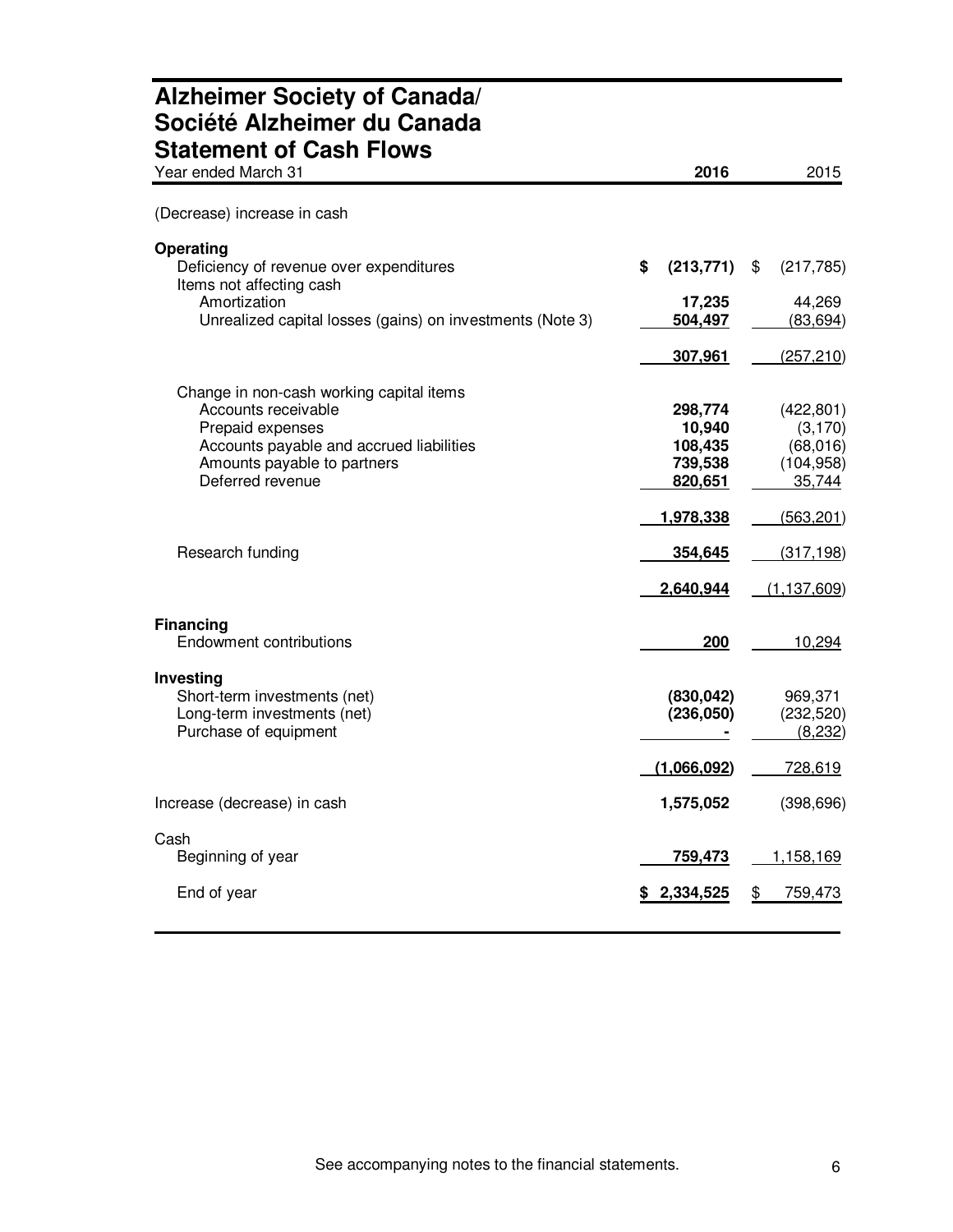# Alzheimer Society of Canada/ Société Alzheimer du Canada

## Statement of Cash Flows

| Year ended March 31 | 2016 | 2015 |
|---|---|---|
| (Decrease) increase in cash | | |
| **Operating** | | |
| Deficiency of revenue over expenditures | $ (213,771) | $ (217,785) |
| Items not affecting cash | | |
| Amortization | 17,235 | 44,269 |
| Unrealized capital losses (gains) on investments (Note 3) | 504,497 | (83,694) |
| | 307,961 | (257,210) |
| Change in non-cash working capital items | | |
| Accounts receivable | 298,774 | (422,801) |
| Prepaid expenses | 10,940 | (3,170) |
| Accounts payable and accrued liabilities | 108,435 | (68,016) |
| Amounts payable to partners | 739,538 | (104,958) |
| Deferred revenue | 820,651 | 35,744 |
| | 1,978,338 | (563,201) |
| Research funding | 354,645 | (317,198) |
| | 2,640,944 | (1,137,609) |
| **Financing** | | |
| Endowment contributions | 200 | 10,294 |
| **Investing** | | |
| Short-term investments (net) | (830,042) | 969,371 |
| Long-term investments (net) | (236,050) | (232,520) |
| Purchase of equipment | - | (8,232) |
| | (1,066,092) | 728,619 |
| Increase (decrease) in cash | 1,575,052 | (398,696) |
| Cash | | |
| Beginning of year | 759,473 | 1,158,169 |
| End of year | $ 2,334,525 | $ 759,473 |

See accompanying notes to the financial statements.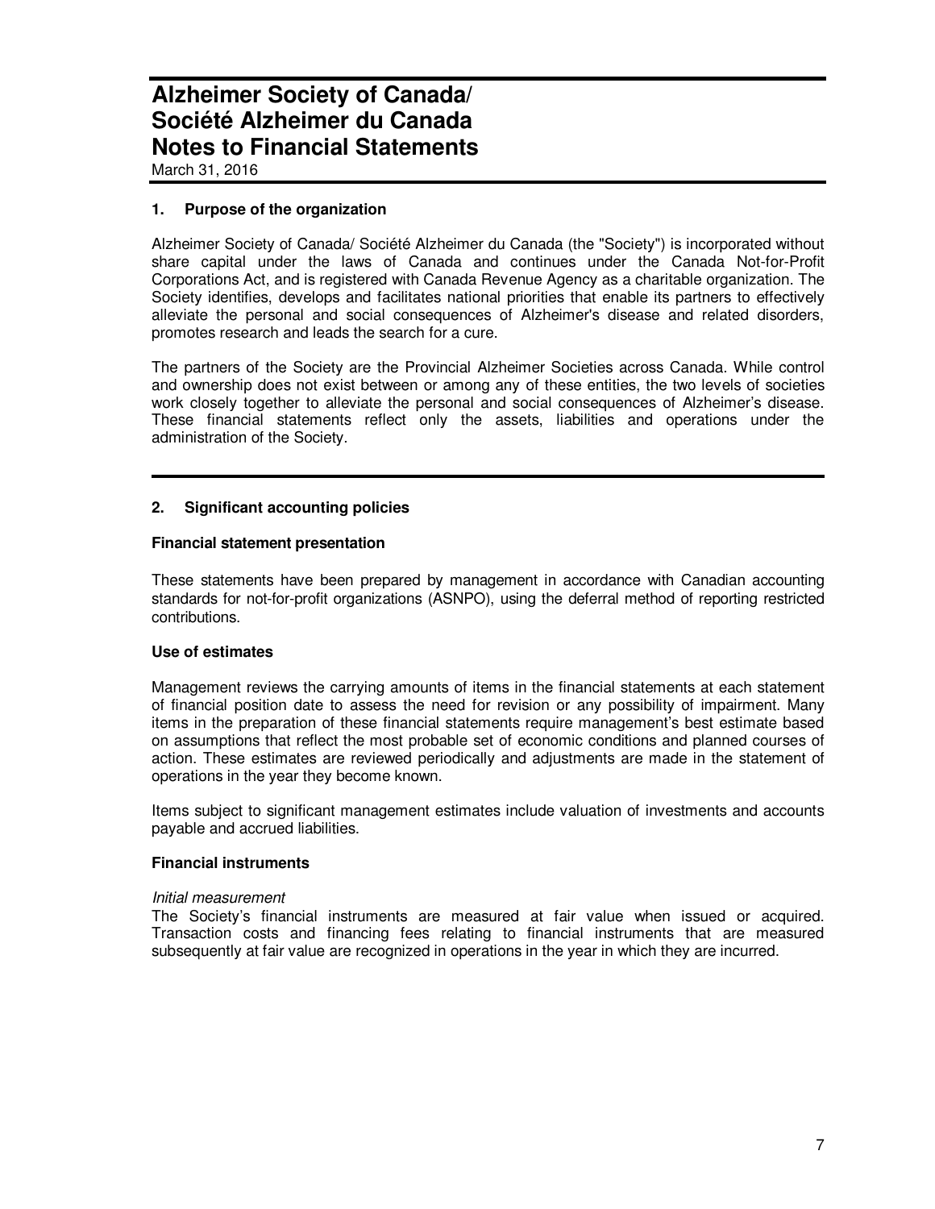# Alzheimer Society of Canada/ Société Alzheimer du Canada Notes to Financial Statements

March 31, 2016

## 1. Purpose of the organization

Alzheimer Society of Canada/ Société Alzheimer du Canada (the "Society") is incorporated without share capital under the laws of Canada and continues under the Canada Not-for-Profit Corporations Act, and is registered with Canada Revenue Agency as a charitable organization. The Society identifies, develops and facilitates national priorities that enable its partners to effectively alleviate the personal and social consequences of Alzheimer's disease and related disorders, promotes research and leads the search for a cure.

The partners of the Society are the Provincial Alzheimer Societies across Canada. While control and ownership does not exist between or among any of these entities, the two levels of societies work closely together to alleviate the personal and social consequences of Alzheimer's disease. These financial statements reflect only the assets, liabilities and operations under the administration of the Society.

## 2. Significant accounting policies

### Financial statement presentation

These statements have been prepared by management in accordance with Canadian accounting standards for not-for-profit organizations (ASNPO), using the deferral method of reporting restricted contributions.

### Use of estimates

Management reviews the carrying amounts of items in the financial statements at each statement of financial position date to assess the need for revision or any possibility of impairment. Many items in the preparation of these financial statements require management's best estimate based on assumptions that reflect the most probable set of economic conditions and planned courses of action. These estimates are reviewed periodically and adjustments are made in the statement of operations in the year they become known.

Items subject to significant management estimates include valuation of investments and accounts payable and accrued liabilities.

### Financial instruments

*Initial measurement*

The Society's financial instruments are measured at fair value when issued or acquired. Transaction costs and financing fees relating to financial instruments that are measured subsequently at fair value are recognized in operations in the year in which they are incurred.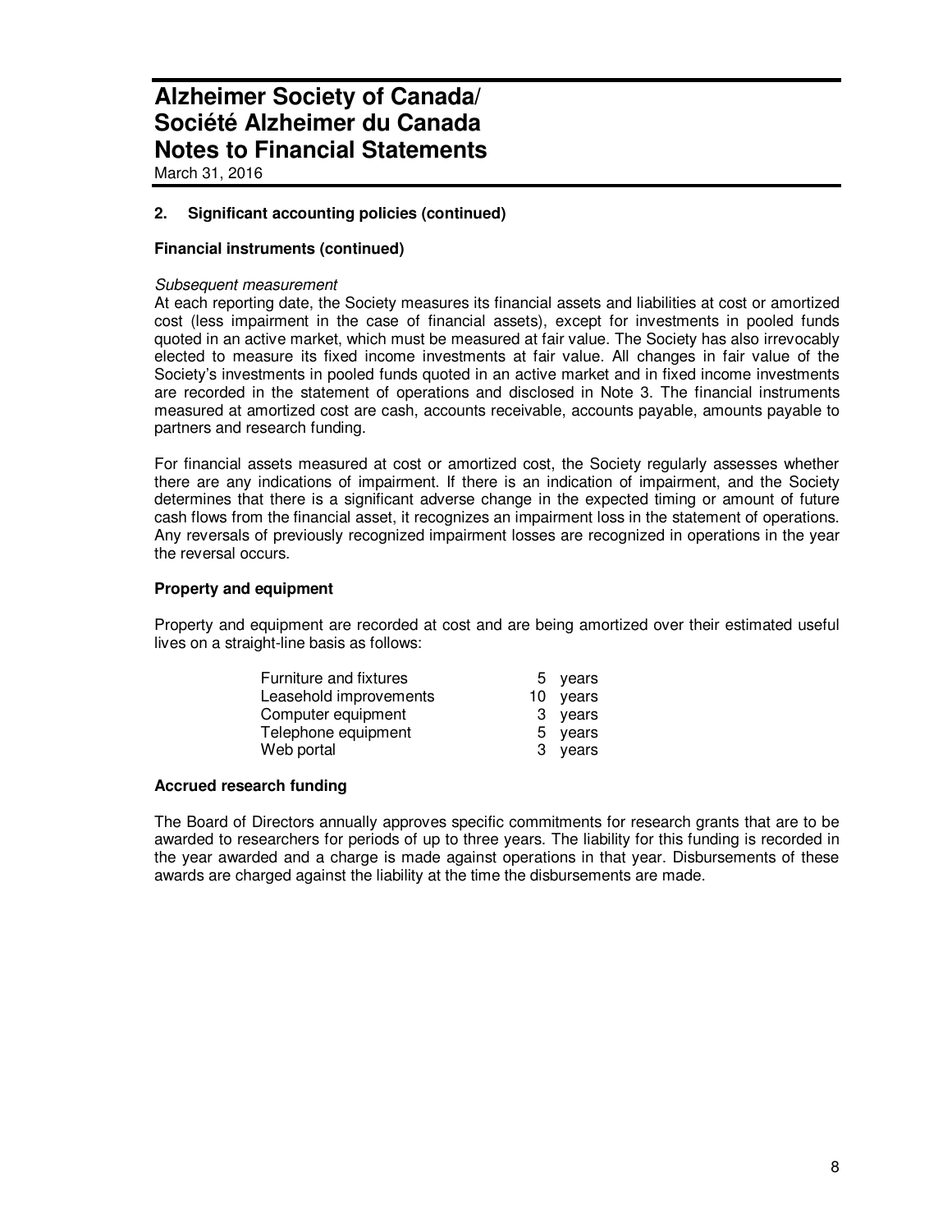# Alzheimer Society of Canada/ Société Alzheimer du Canada
# Notes to Financial Statements

March 31, 2016

## 2. Significant accounting policies (continued)

### Financial instruments (continued)

*Subsequent measurement*

At each reporting date, the Society measures its financial assets and liabilities at cost or amortized cost (less impairment in the case of financial assets), except for investments in pooled funds quoted in an active market, which must be measured at fair value. The Society has also irrevocably elected to measure its fixed income investments at fair value. All changes in fair value of the Society's investments in pooled funds quoted in an active market and in fixed income investments are recorded in the statement of operations and disclosed in Note 3. The financial instruments measured at amortized cost are cash, accounts receivable, accounts payable, amounts payable to partners and research funding.

For financial assets measured at cost or amortized cost, the Society regularly assesses whether there are any indications of impairment. If there is an indication of impairment, and the Society determines that there is a significant adverse change in the expected timing or amount of future cash flows from the financial asset, it recognizes an impairment loss in the statement of operations. Any reversals of previously recognized impairment losses are recognized in operations in the year the reversal occurs.

### Property and equipment

Property and equipment are recorded at cost and are being amortized over their estimated useful lives on a straight-line basis as follows:

| | |
|---|---|
| Furniture and fixtures | 5 years |
| Leasehold improvements | 10 years |
| Computer equipment | 3 years |
| Telephone equipment | 5 years |
| Web portal | 3 years |

### Accrued research funding

The Board of Directors annually approves specific commitments for research grants that are to be awarded to researchers for periods of up to three years. The liability for this funding is recorded in the year awarded and a charge is made against operations in that year. Disbursements of these awards are charged against the liability at the time the disbursements are made.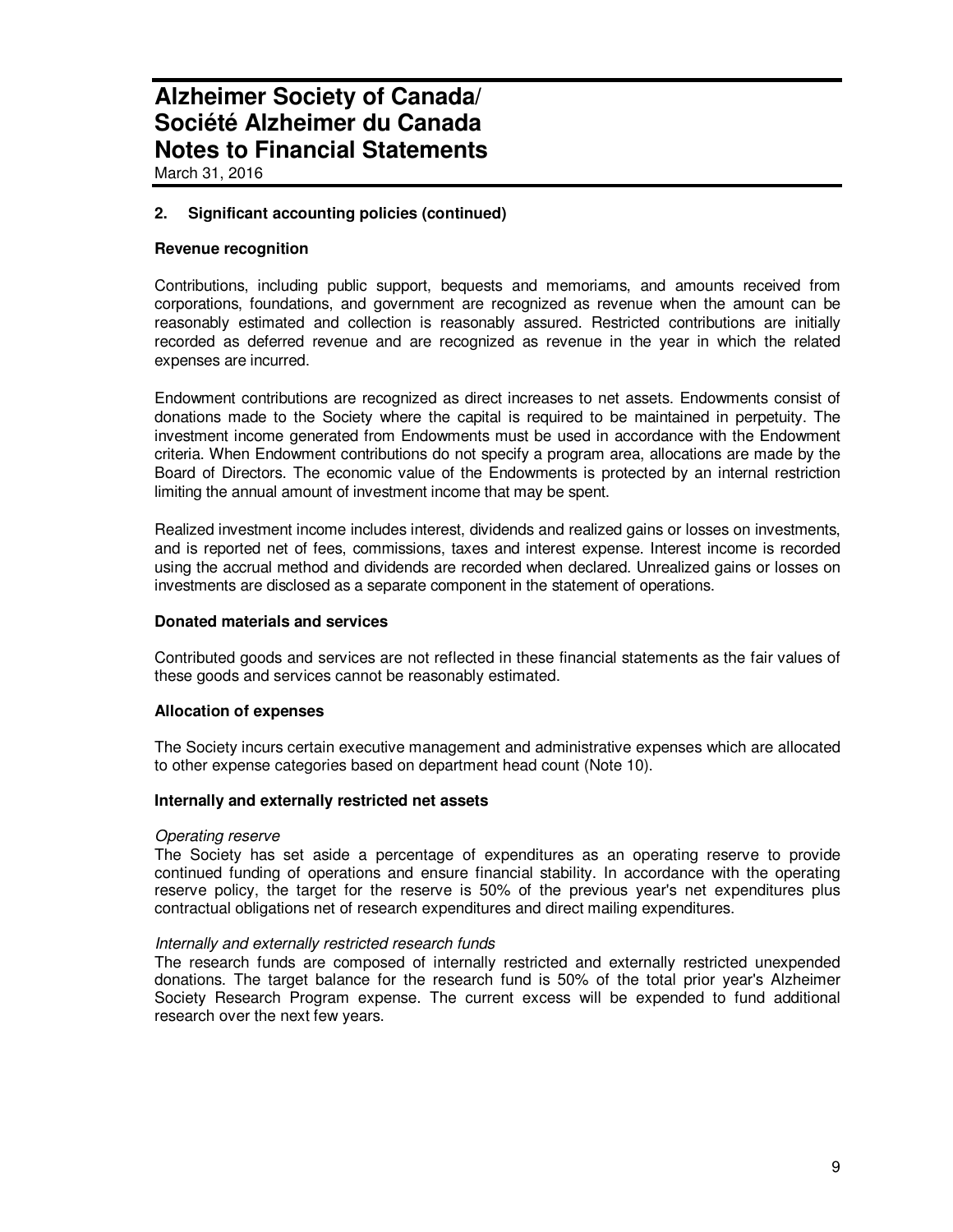## 2. Significant accounting policies (continued)

### Revenue recognition

Contributions, including public support, bequests and memoriams, and amounts received from corporations, foundations, and government are recognized as revenue when the amount can be reasonably estimated and collection is reasonably assured. Restricted contributions are initially recorded as deferred revenue and are recognized as revenue in the year in which the related expenses are incurred.

Endowment contributions are recognized as direct increases to net assets. Endowments consist of donations made to the Society where the capital is required to be maintained in perpetuity. The investment income generated from Endowments must be used in accordance with the Endowment criteria. When Endowment contributions do not specify a program area, allocations are made by the Board of Directors. The economic value of the Endowments is protected by an internal restriction limiting the annual amount of investment income that may be spent.

Realized investment income includes interest, dividends and realized gains or losses on investments, and is reported net of fees, commissions, taxes and interest expense. Interest income is recorded using the accrual method and dividends are recorded when declared. Unrealized gains or losses on investments are disclosed as a separate component in the statement of operations.

### Donated materials and services

Contributed goods and services are not reflected in these financial statements as the fair values of these goods and services cannot be reasonably estimated.

### Allocation of expenses

The Society incurs certain executive management and administrative expenses which are allocated to other expense categories based on department head count (Note 10).

### Internally and externally restricted net assets

*Operating reserve*

The Society has set aside a percentage of expenditures as an operating reserve to provide continued funding of operations and ensure financial stability. In accordance with the operating reserve policy, the target for the reserve is 50% of the previous year's net expenditures plus contractual obligations net of research expenditures and direct mailing expenditures.

*Internally and externally restricted research funds*

The research funds are composed of internally restricted and externally restricted unexpended donations. The target balance for the research fund is 50% of the total prior year's Alzheimer Society Research Program expense. The current excess will be expended to fund additional research over the next few years.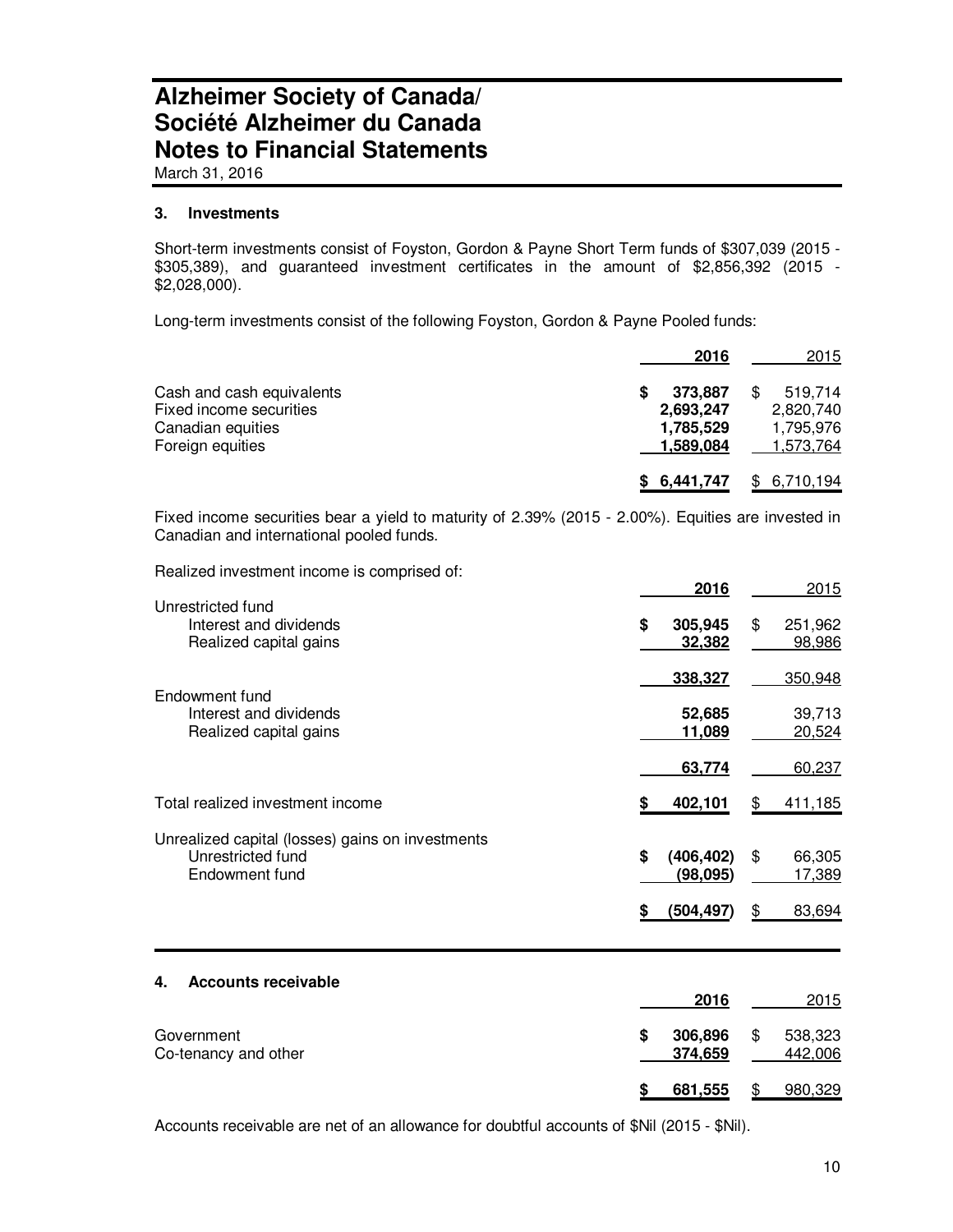# Alzheimer Society of Canada/ Société Alzheimer du Canada Notes to Financial Statements

March 31, 2016

## 3. Investments

Short-term investments consist of Foyston, Gordon & Payne Short Term funds of $307,039 (2015 - $305,389), and guaranteed investment certificates in the amount of $2,856,392 (2015 - $2,028,000).

Long-term investments consist of the following Foyston, Gordon & Payne Pooled funds:

| | 2016 | 2015 |
|---|---|---|
| Cash and cash equivalents | **$ 373,887** | $ 519,714 |
| Fixed income securities | **2,693,247** | 2,820,740 |
| Canadian equities | **1,785,529** | 1,795,976 |
| Foreign equities | **1,589,084** | 1,573,764 |
| | **$ 6,441,747** | $ 6,710,194 |

Fixed income securities bear a yield to maturity of 2.39% (2015 - 2.00%). Equities are invested in Canadian and international pooled funds.

Realized investment income is comprised of:

| | 2016 | 2015 |
|---|---|---|
| Unrestricted fund | | |
| Interest and dividends | **$ 305,945** | $ 251,962 |
| Realized capital gains | **32,382** | 98,986 |
| | **338,327** | 350,948 |
| Endowment fund | | |
| Interest and dividends | **52,685** | 39,713 |
| Realized capital gains | **11,089** | 20,524 |
| | **63,774** | 60,237 |
| Total realized investment income | **$ 402,101** | $ 411,185 |
| Unrealized capital (losses) gains on investments | | |
| Unrestricted fund | **$ (406,402)** | $ 66,305 |
| Endowment fund | **(98,095)** | 17,389 |
| | **$ (504,497)** | $ 83,694 |

## 4. Accounts receivable

| | 2016 | 2015 |
|---|---|---|
| Government | **$ 306,896** | $ 538,323 |
| Co-tenancy and other | **374,659** | 442,006 |
| | **$ 681,555** | $ 980,329 |

Accounts receivable are net of an allowance for doubtful accounts of $Nil (2015 - $Nil).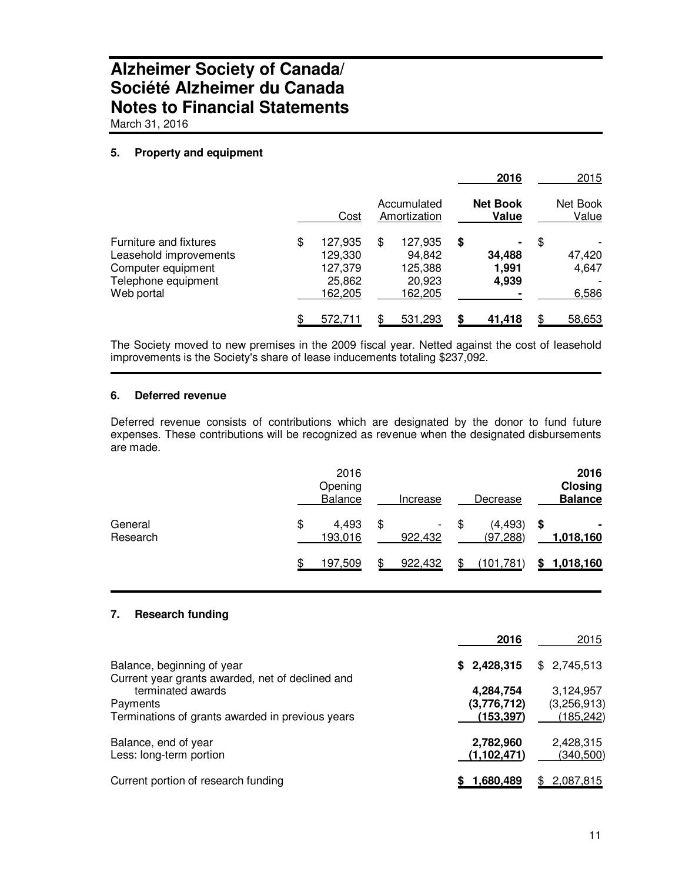# Alzheimer Society of Canada/
# Société Alzheimer du Canada
# Notes to Financial Statements

March 31, 2016

## 5. Property and equipment

| | Cost | Accumulated Amortization | 2016 Net Book Value | 2015 Net Book Value |
|---|---|---|---|---|
| Furniture and fixtures | $ 127,935 | $ 127,935 | **$ -** | $ - |
| Leasehold improvements | 129,330 | 94,842 | **34,488** | 47,420 |
| Computer equipment | 127,379 | 125,388 | **1,991** | 4,647 |
| Telephone equipment | 25,862 | 20,923 | **4,939** | - |
| Web portal | 162,205 | 162,205 | **-** | 6,586 |
| | $ 572,711 | $ 531,293 | **$ 41,418** | $ 58,653 |

The Society moved to new premises in the 2009 fiscal year. Netted against the cost of leasehold improvements is the Society's share of lease inducements totaling $237,092.

## 6. Deferred revenue

Deferred revenue consists of contributions which are designated by the donor to fund future expenses. These contributions will be recognized as revenue when the designated disbursements are made.

| | 2016 Opening Balance | Increase | Decrease | 2016 Closing Balance |
|---|---|---|---|---|
| General | $ 4,493 | $ - | $ (4,493) | **$ -** |
| Research | 193,016 | 922,432 | (97,288) | **1,018,160** |
| | $ 197,509 | $ 922,432 | $ (101,781) | **$ 1,018,160** |

## 7. Research funding

| | 2016 | 2015 |
|---|---|---|
| Balance, beginning of year | **$ 2,428,315** | $ 2,745,513 |
| Current year grants awarded, net of declined and terminated awards | **4,284,754** | 3,124,957 |
| Payments | **(3,776,712)** | (3,256,913) |
| Terminations of grants awarded in previous years | **(153,397)** | (185,242) |
| Balance, end of year | **2,782,960** | 2,428,315 |
| Less: long-term portion | **(1,102,471)** | (340,500) |
| Current portion of research funding | **$ 1,680,489** | $ 2,087,815 |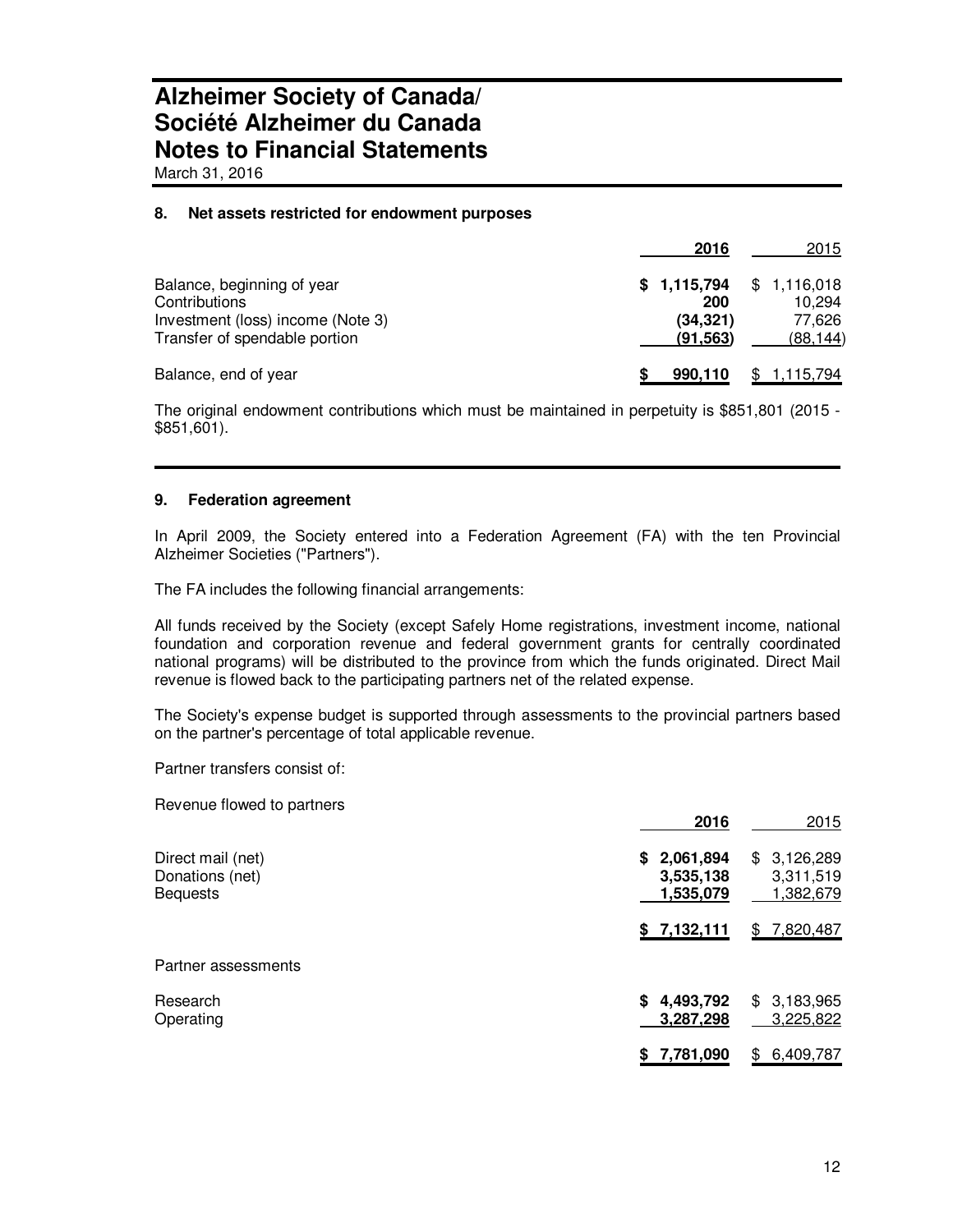# Alzheimer Society of Canada/ Société Alzheimer du Canada
# Notes to Financial Statements

March 31, 2016

### 8. Net assets restricted for endowment purposes

| | 2016 | 2015 |
|---|---|---|
| Balance, beginning of year | **$ 1,115,794** | $ 1,116,018 |
| Contributions | **200** | 10,294 |
| Investment (loss) income (Note 3) | **(34,321)** | 77,626 |
| Transfer of spendable portion | **(91,563)** | (88,144) |
| Balance, end of year | **$ 990,110** | $ 1,115,794 |

The original endowment contributions which must be maintained in perpetuity is $851,801 (2015 - $851,601).

### 9. Federation agreement

In April 2009, the Society entered into a Federation Agreement (FA) with the ten Provincial Alzheimer Societies ("Partners").

The FA includes the following financial arrangements:

All funds received by the Society (except Safely Home registrations, investment income, national foundation and corporation revenue and federal government grants for centrally coordinated national programs) will be distributed to the province from which the funds originated. Direct Mail revenue is flowed back to the participating partners net of the related expense.

The Society's expense budget is supported through assessments to the provincial partners based on the partner's percentage of total applicable revenue.

Partner transfers consist of:

Revenue flowed to partners

| | 2016 | 2015 |
|---|---|---|
| Direct mail (net) | **$ 2,061,894** | $ 3,126,289 |
| Donations (net) | **3,535,138** | 3,311,519 |
| Bequests | **1,535,079** | 1,382,679 |
| | **$ 7,132,111** | $ 7,820,487 |

Partner assessments

| | 2016 | 2015 |
|---|---|---|
| Research | **$ 4,493,792** | $ 3,183,965 |
| Operating | **3,287,298** | 3,225,822 |
| | **$ 7,781,090** | $ 6,409,787 |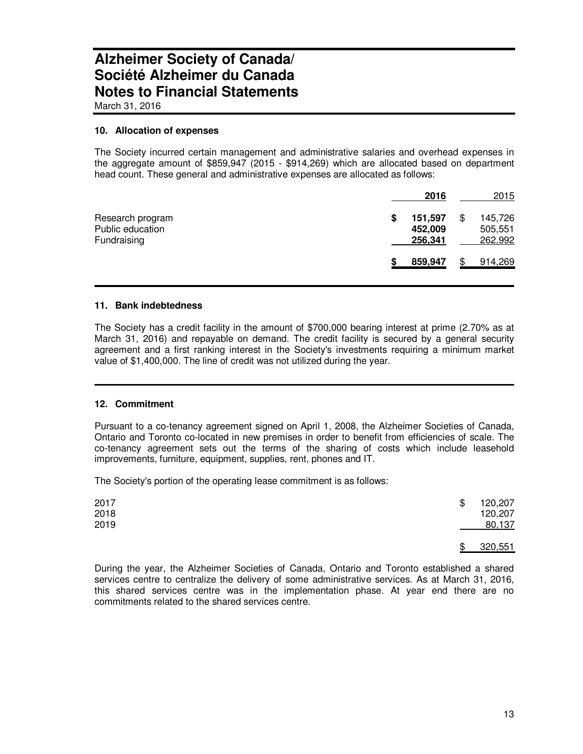# Alzheimer Society of Canada/ Société Alzheimer du Canada
# Notes to Financial Statements

March 31, 2016

### 10. Allocation of expenses

The Society incurred certain management and administrative salaries and overhead expenses in the aggregate amount of $859,947 (2015 - $914,269) which are allocated based on department head count. These general and administrative expenses are allocated as follows:

| | 2016 | 2015 |
|---|---|---|
| Research program | $ 151,597 | $ 145,726 |
| Public education | 452,009 | 505,551 |
| Fundraising | 256,341 | 262,992 |
| | $ 859,947 | $ 914,269 |

### 11. Bank indebtedness

The Society has a credit facility in the amount of $700,000 bearing interest at prime (2.70% as at March 31, 2016) and repayable on demand. The credit facility is secured by a general security agreement and a first ranking interest in the Society's investments requiring a minimum market value of $1,400,000. The line of credit was not utilized during the year.

### 12. Commitment

Pursuant to a co-tenancy agreement signed on April 1, 2008, the Alzheimer Societies of Canada, Ontario and Toronto co-located in new premises in order to benefit from efficiencies of scale. The co-tenancy agreement sets out the terms of the sharing of costs which include leasehold improvements, furniture, equipment, supplies, rent, phones and IT.

The Society's portion of the operating lease commitment is as follows:

| | |
|---|---|
| 2017 | $ 120,207 |
| 2018 | 120,207 |
| 2019 | 80,137 |
| | $ 320,551 |

During the year, the Alzheimer Societies of Canada, Ontario and Toronto established a shared services centre to centralize the delivery of some administrative services. As at March 31, 2016, this shared services centre was in the implementation phase. At year end there are no commitments related to the shared services centre.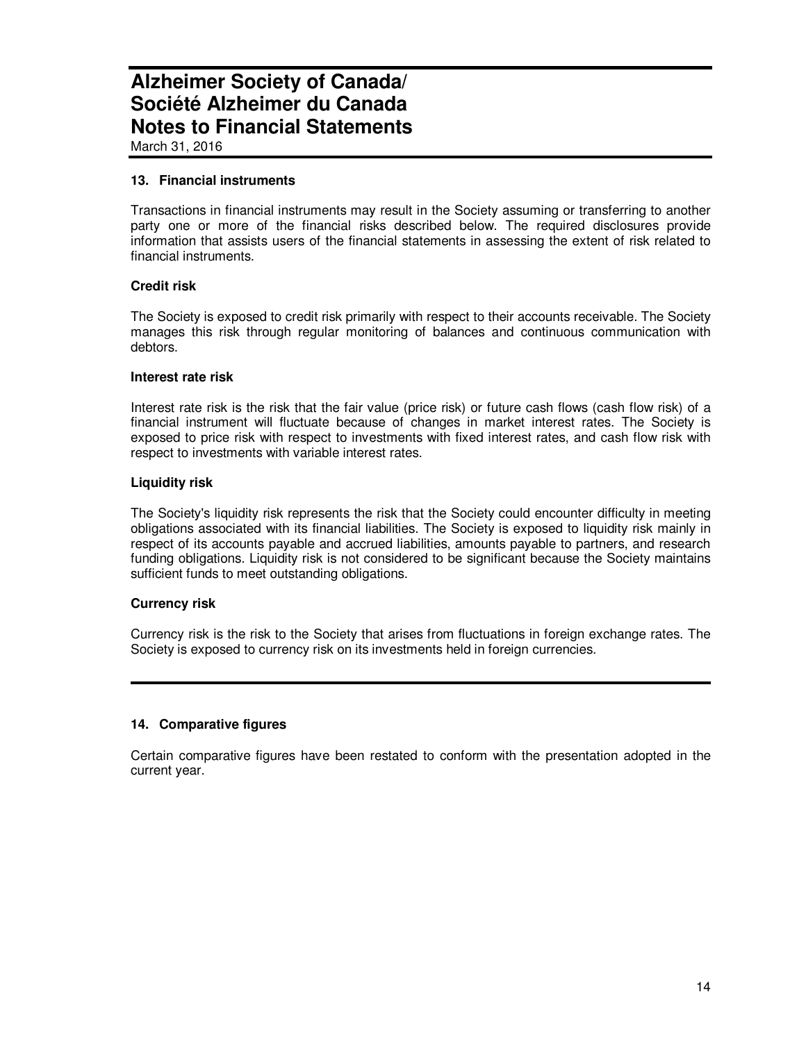# Alzheimer Society of Canada/ Société Alzheimer du Canada Notes to Financial Statements

March 31, 2016

## 13. Financial instruments

Transactions in financial instruments may result in the Society assuming or transferring to another party one or more of the financial risks described below. The required disclosures provide information that assists users of the financial statements in assessing the extent of risk related to financial instruments.

### Credit risk

The Society is exposed to credit risk primarily with respect to their accounts receivable. The Society manages this risk through regular monitoring of balances and continuous communication with debtors.

### Interest rate risk

Interest rate risk is the risk that the fair value (price risk) or future cash flows (cash flow risk) of a financial instrument will fluctuate because of changes in market interest rates. The Society is exposed to price risk with respect to investments with fixed interest rates, and cash flow risk with respect to investments with variable interest rates.

### Liquidity risk

The Society's liquidity risk represents the risk that the Society could encounter difficulty in meeting obligations associated with its financial liabilities. The Society is exposed to liquidity risk mainly in respect of its accounts payable and accrued liabilities, amounts payable to partners, and research funding obligations. Liquidity risk is not considered to be significant because the Society maintains sufficient funds to meet outstanding obligations.

### Currency risk

Currency risk is the risk to the Society that arises from fluctuations in foreign exchange rates. The Society is exposed to currency risk on its investments held in foreign currencies.

## 14. Comparative figures

Certain comparative figures have been restated to conform with the presentation adopted in the current year.